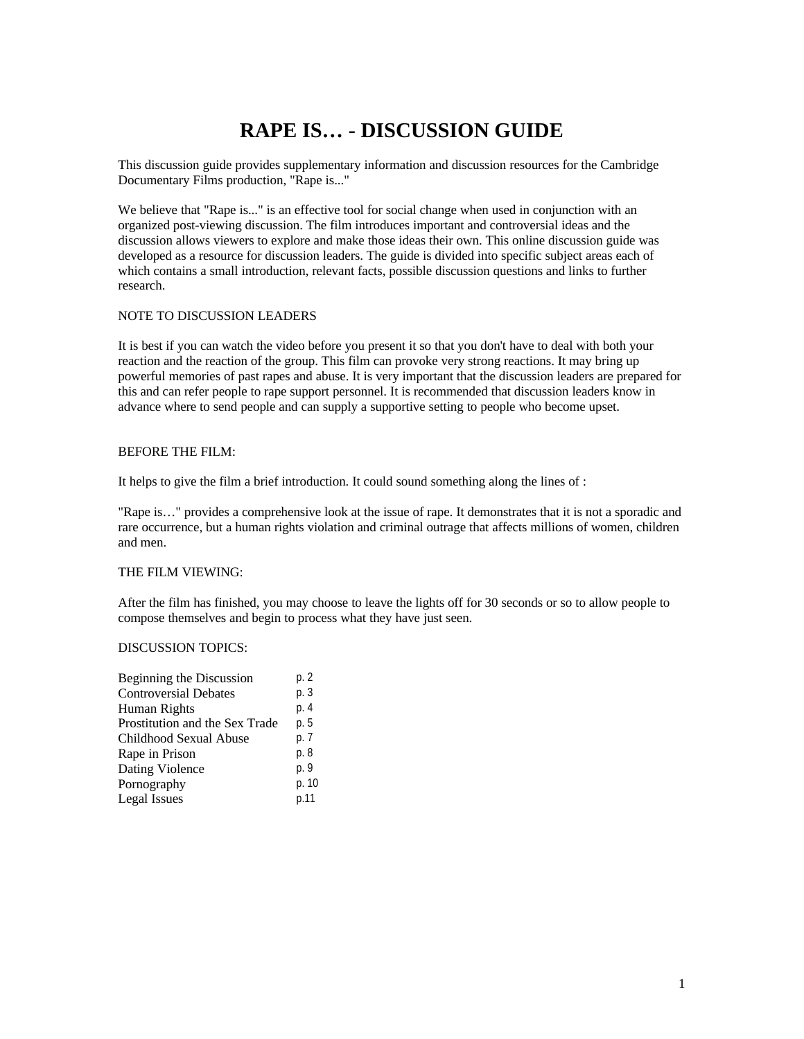# RAPE IS… - DISCUSSION GUIDE

This discussion guide provides supplementary information and discussion resources for the Cambridge Documentary Films production, "Rape is..."

We believe that "Rape is..." is an effective tool for social change when used in conjunction with an organized post-viewing discussion. The film introduces important and controversial ideas and the discussion allows viewers to explore and make those ideas their own. This online discussion guide was developed as a resource for discussion leaders. The guide is divided into specific subject areas each of which contains a small introduction, relevant facts, possible discussion questions and links to further research.

NOTE TO DISCUSSION LEADERS

It is best if you can watch the video before you present it so that you don't have to deal with both your reaction and the reaction of the group. This film can provoke very strong reactions. It may bring up powerful memories of past rapes and abuse. It is very important that the discussion leaders are prepared for this and can refer people to rape support personnel. It is recommended that discussion leaders know in advance where to send people and can supply a supportive setting to people who become upset.

BEFORE THE FILM:

It helps to give the film a brief introduction. It could sound something along the lines of :

"Rape is…" provides a comprehensive look at the issue of rape. It demonstrates that it is not a sporadic and rare occurrence, but a human rights violation and criminal outrage that affects millions of women, children and men.

THE FILM VIEWING:

After the film has finished, you may choose to leave the lights off for 30 seconds or so to allow people to compose themselves and begin to process what they have just seen.

DISCUSSION TOPICS:

| | |
|---|---|
| Beginning the Discussion | p. 2 |
| Controversial Debates | p. 3 |
| Human Rights | p. 4 |
| Prostitution and the Sex Trade | p. 5 |
| Childhood Sexual Abuse | p. 7 |
| Rape in Prison | p. 8 |
| Dating Violence | p. 9 |
| Pornography | p. 10 |
| Legal Issues | p.11 |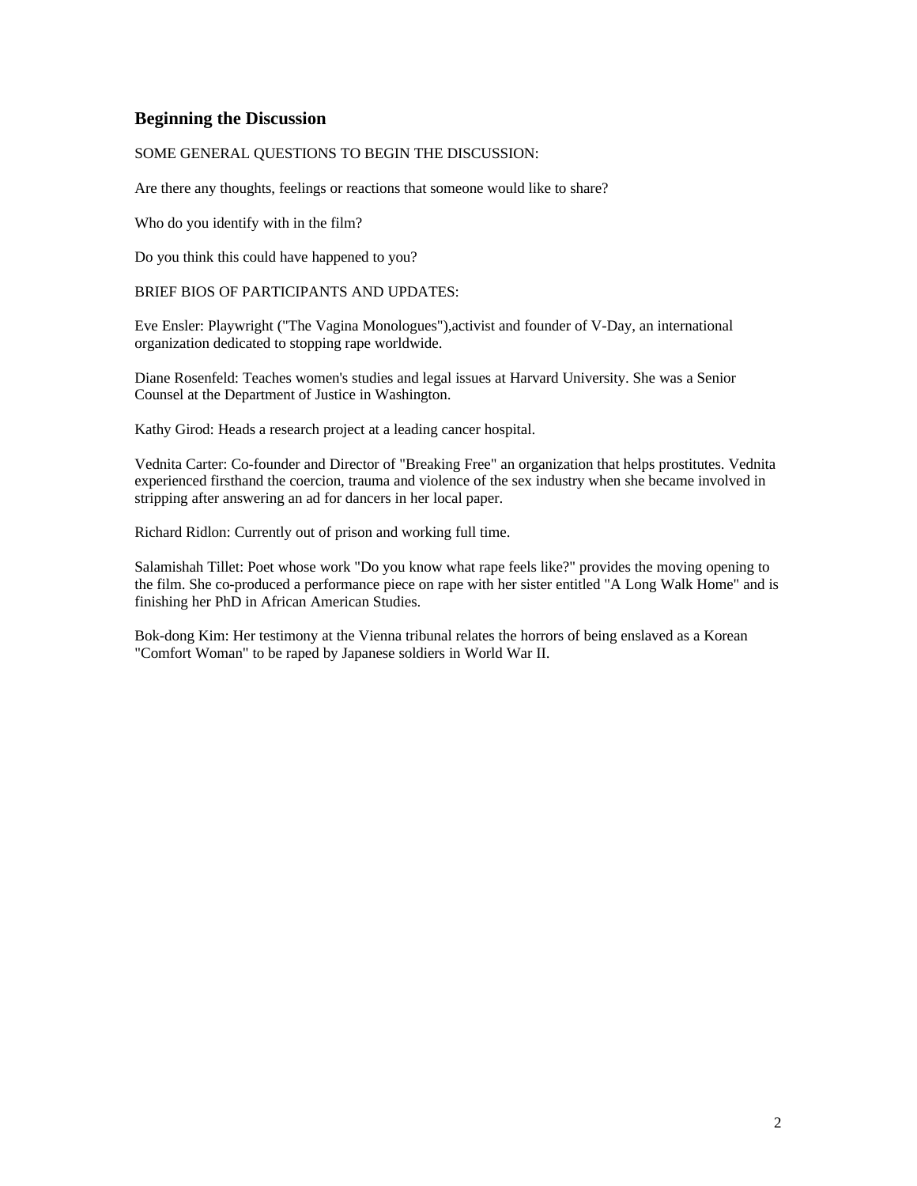## Beginning the Discussion

SOME GENERAL QUESTIONS TO BEGIN THE DISCUSSION:

Are there any thoughts, feelings or reactions that someone would like to share?

Who do you identify with in the film?

Do you think this could have happened to you?

BRIEF BIOS OF PARTICIPANTS AND UPDATES:

Eve Ensler: Playwright ("The Vagina Monologues"),activist and founder of V-Day, an international organization dedicated to stopping rape worldwide.

Diane Rosenfeld: Teaches women's studies and legal issues at Harvard University. She was a Senior Counsel at the Department of Justice in Washington.

Kathy Girod: Heads a research project at a leading cancer hospital.

Vednita Carter: Co-founder and Director of "Breaking Free" an organization that helps prostitutes. Vednita experienced firsthand the coercion, trauma and violence of the sex industry when she became involved in stripping after answering an ad for dancers in her local paper.

Richard Ridlon: Currently out of prison and working full time.

Salamishah Tillet: Poet whose work "Do you know what rape feels like?" provides the moving opening to the film. She co-produced a performance piece on rape with her sister entitled "A Long Walk Home" and is finishing her PhD in African American Studies.

Bok-dong Kim: Her testimony at the Vienna tribunal relates the horrors of being enslaved as a Korean "Comfort Woman" to be raped by Japanese soldiers in World War II.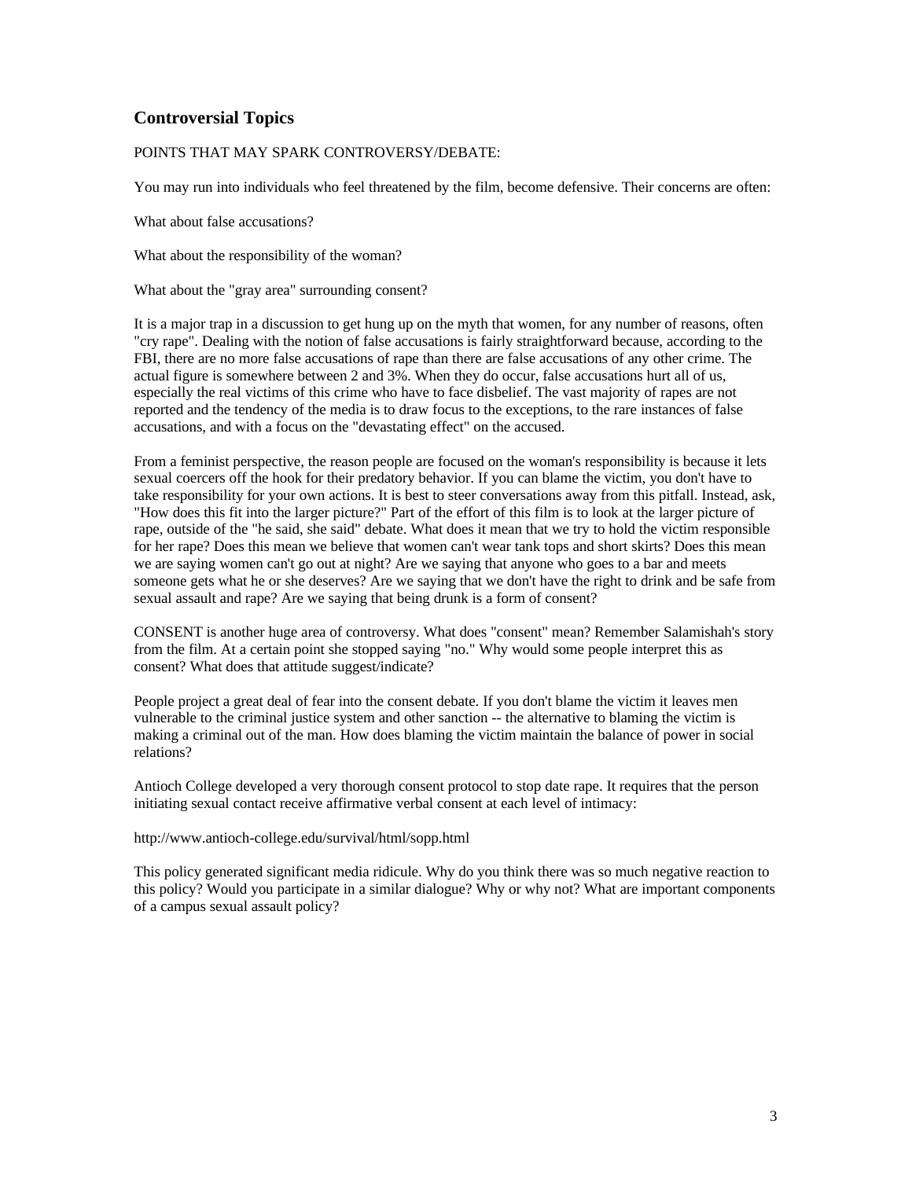## Controversial Topics

POINTS THAT MAY SPARK CONTROVERSY/DEBATE:

You may run into individuals who feel threatened by the film, become defensive. Their concerns are often:

What about false accusations?

What about the responsibility of the woman?

What about the "gray area" surrounding consent?

It is a major trap in a discussion to get hung up on the myth that women, for any number of reasons, often "cry rape". Dealing with the notion of false accusations is fairly straightforward because, according to the FBI, there are no more false accusations of rape than there are false accusations of any other crime. The actual figure is somewhere between 2 and 3%. When they do occur, false accusations hurt all of us, especially the real victims of this crime who have to face disbelief. The vast majority of rapes are not reported and the tendency of the media is to draw focus to the exceptions, to the rare instances of false accusations, and with a focus on the "devastating effect" on the accused.

From a feminist perspective, the reason people are focused on the woman's responsibility is because it lets sexual coercers off the hook for their predatory behavior. If you can blame the victim, you don't have to take responsibility for your own actions. It is best to steer conversations away from this pitfall. Instead, ask, "How does this fit into the larger picture?" Part of the effort of this film is to look at the larger picture of rape, outside of the "he said, she said" debate. What does it mean that we try to hold the victim responsible for her rape? Does this mean we believe that women can't wear tank tops and short skirts? Does this mean we are saying women can't go out at night? Are we saying that anyone who goes to a bar and meets someone gets what he or she deserves? Are we saying that we don't have the right to drink and be safe from sexual assault and rape? Are we saying that being drunk is a form of consent?

CONSENT is another huge area of controversy. What does "consent" mean? Remember Salamishah's story from the film. At a certain point she stopped saying "no." Why would some people interpret this as consent? What does that attitude suggest/indicate?

People project a great deal of fear into the consent debate. If you don't blame the victim it leaves men vulnerable to the criminal justice system and other sanction -- the alternative to blaming the victim is making a criminal out of the man. How does blaming the victim maintain the balance of power in social relations?

Antioch College developed a very thorough consent protocol to stop date rape. It requires that the person initiating sexual contact receive affirmative verbal consent at each level of intimacy:

http://www.antioch-college.edu/survival/html/sopp.html

This policy generated significant media ridicule. Why do you think there was so much negative reaction to this policy? Would you participate in a similar dialogue? Why or why not? What are important components of a campus sexual assault policy?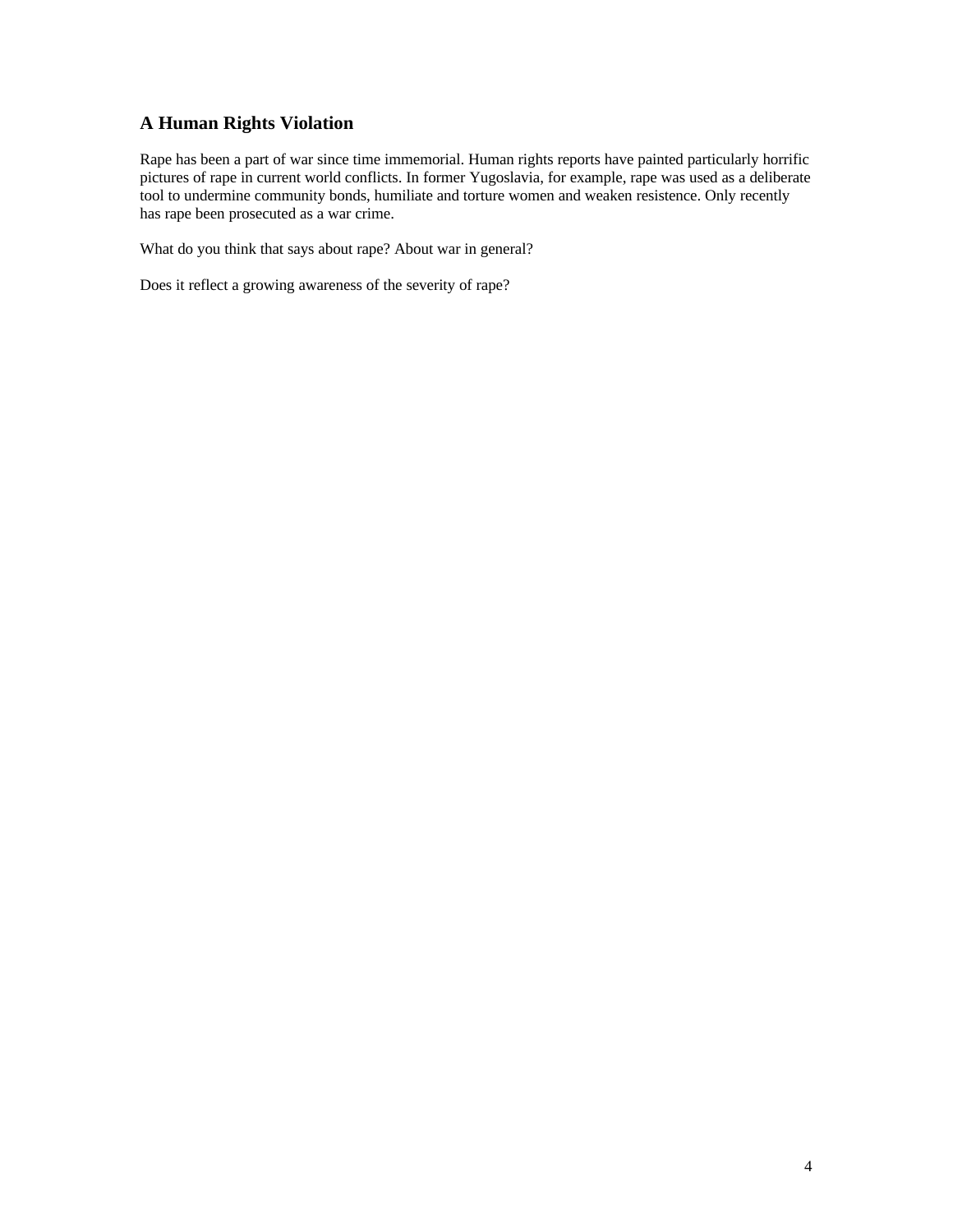## A Human Rights Violation

Rape has been a part of war since time immemorial. Human rights reports have painted particularly horrific pictures of rape in current world conflicts. In former Yugoslavia, for example, rape was used as a deliberate tool to undermine community bonds, humiliate and torture women and weaken resistence. Only recently has rape been prosecuted as a war crime.

What do you think that says about rape? About war in general?

Does it reflect a growing awareness of the severity of rape?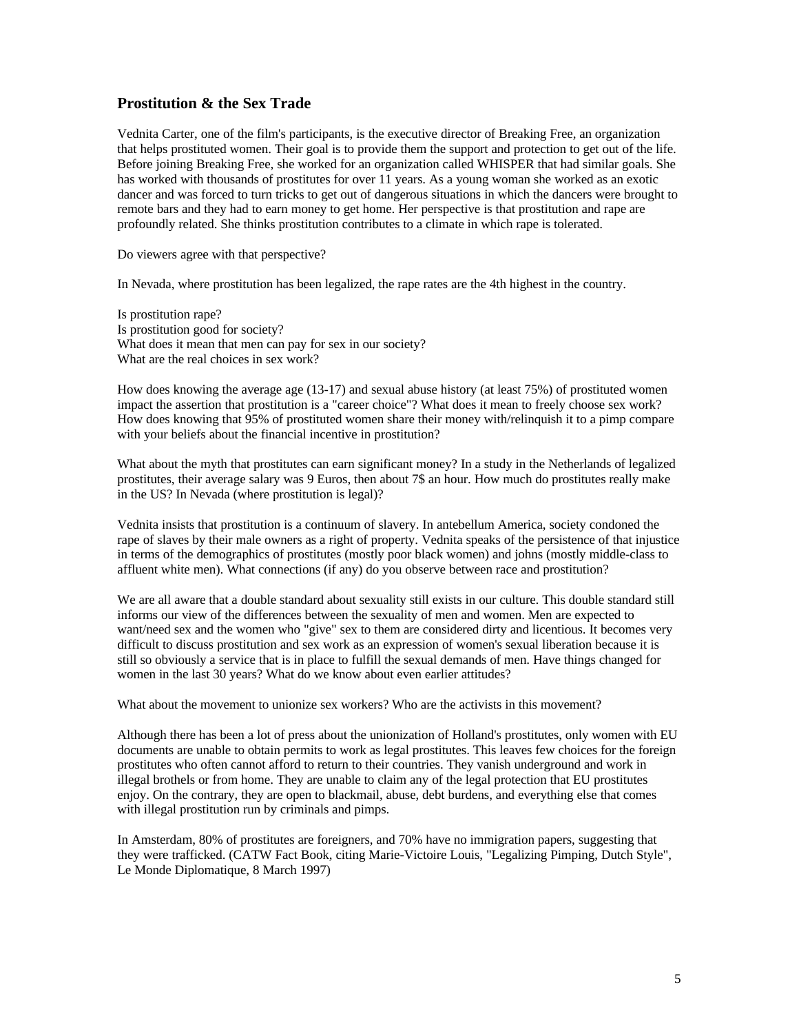## Prostitution & the Sex Trade

Vednita Carter, one of the film's participants, is the executive director of Breaking Free, an organization that helps prostituted women. Their goal is to provide them the support and protection to get out of the life. Before joining Breaking Free, she worked for an organization called WHISPER that had similar goals. She has worked with thousands of prostitutes for over 11 years. As a young woman she worked as an exotic dancer and was forced to turn tricks to get out of dangerous situations in which the dancers were brought to remote bars and they had to earn money to get home. Her perspective is that prostitution and rape are profoundly related. She thinks prostitution contributes to a climate in which rape is tolerated.

Do viewers agree with that perspective?

In Nevada, where prostitution has been legalized, the rape rates are the 4th highest in the country.

Is prostitution rape?
Is prostitution good for society?
What does it mean that men can pay for sex in our society?
What are the real choices in sex work?

How does knowing the average age (13-17) and sexual abuse history (at least 75%) of prostituted women impact the assertion that prostitution is a "career choice"? What does it mean to freely choose sex work? How does knowing that 95% of prostituted women share their money with/relinquish it to a pimp compare with your beliefs about the financial incentive in prostitution?

What about the myth that prostitutes can earn significant money? In a study in the Netherlands of legalized prostitutes, their average salary was 9 Euros, then about 7$ an hour. How much do prostitutes really make in the US? In Nevada (where prostitution is legal)?

Vednita insists that prostitution is a continuum of slavery. In antebellum America, society condoned the rape of slaves by their male owners as a right of property. Vednita speaks of the persistence of that injustice in terms of the demographics of prostitutes (mostly poor black women) and johns (mostly middle-class to affluent white men). What connections (if any) do you observe between race and prostitution?

We are all aware that a double standard about sexuality still exists in our culture. This double standard still informs our view of the differences between the sexuality of men and women. Men are expected to want/need sex and the women who "give" sex to them are considered dirty and licentious. It becomes very difficult to discuss prostitution and sex work as an expression of women's sexual liberation because it is still so obviously a service that is in place to fulfill the sexual demands of men. Have things changed for women in the last 30 years? What do we know about even earlier attitudes?

What about the movement to unionize sex workers? Who are the activists in this movement?

Although there has been a lot of press about the unionization of Holland's prostitutes, only women with EU documents are unable to obtain permits to work as legal prostitutes. This leaves few choices for the foreign prostitutes who often cannot afford to return to their countries. They vanish underground and work in illegal brothels or from home. They are unable to claim any of the legal protection that EU prostitutes enjoy. On the contrary, they are open to blackmail, abuse, debt burdens, and everything else that comes with illegal prostitution run by criminals and pimps.

In Amsterdam, 80% of prostitutes are foreigners, and 70% have no immigration papers, suggesting that they were trafficked. (CATW Fact Book, citing Marie-Victoire Louis, "Legalizing Pimping, Dutch Style", Le Monde Diplomatique, 8 March 1997)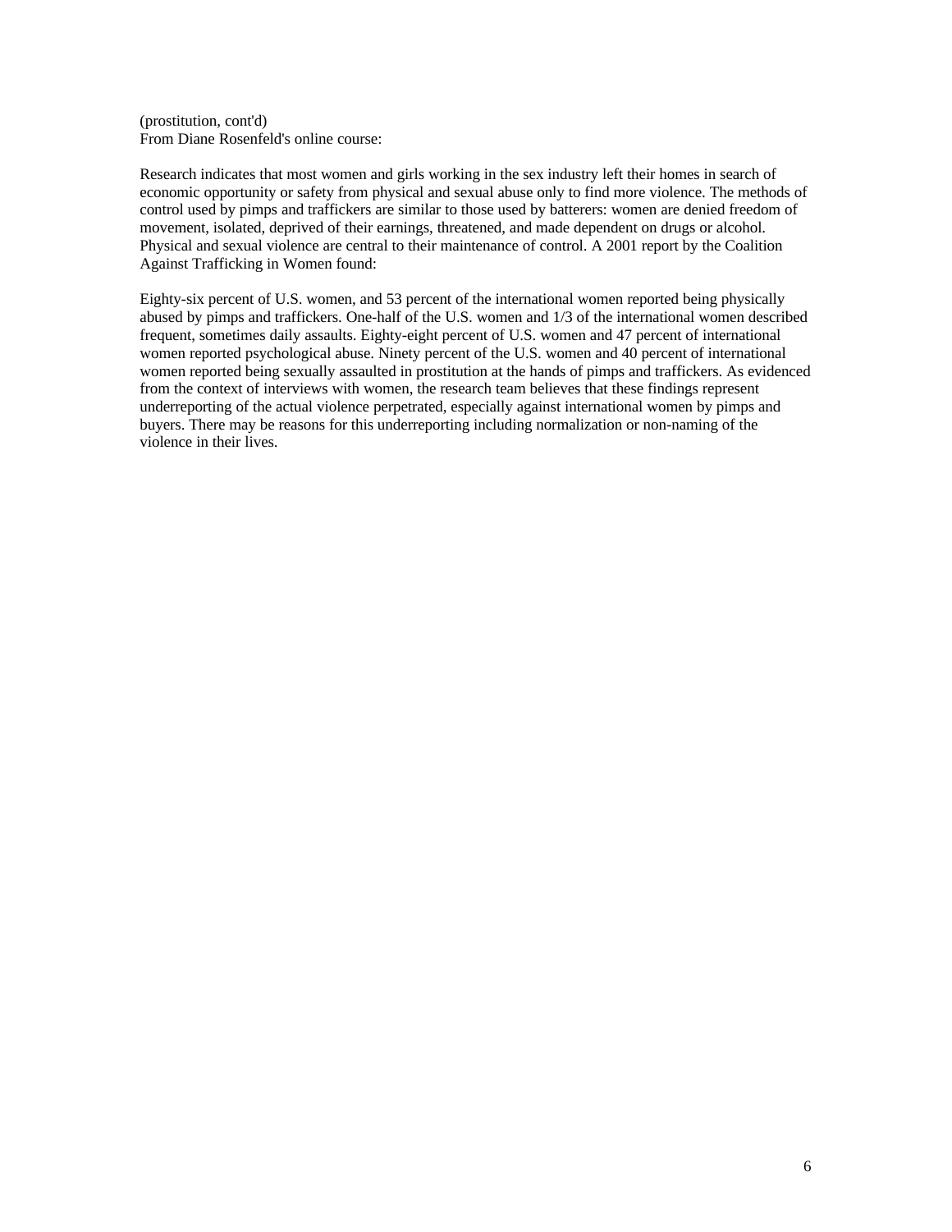(prostitution, cont'd)
From Diane Rosenfeld's online course:

Research indicates that most women and girls working in the sex industry left their homes in search of economic opportunity or safety from physical and sexual abuse only to find more violence. The methods of control used by pimps and traffickers are similar to those used by batterers: women are denied freedom of movement, isolated, deprived of their earnings, threatened, and made dependent on drugs or alcohol. Physical and sexual violence are central to their maintenance of control. A 2001 report by the Coalition Against Trafficking in Women found:

Eighty-six percent of U.S. women, and 53 percent of the international women reported being physically abused by pimps and traffickers. One-half of the U.S. women and 1/3 of the international women described frequent, sometimes daily assaults. Eighty-eight percent of U.S. women and 47 percent of international women reported psychological abuse. Ninety percent of the U.S. women and 40 percent of international women reported being sexually assaulted in prostitution at the hands of pimps and traffickers. As evidenced from the context of interviews with women, the research team believes that these findings represent underreporting of the actual violence perpetrated, especially against international women by pimps and buyers. There may be reasons for this underreporting including normalization or non-naming of the violence in their lives.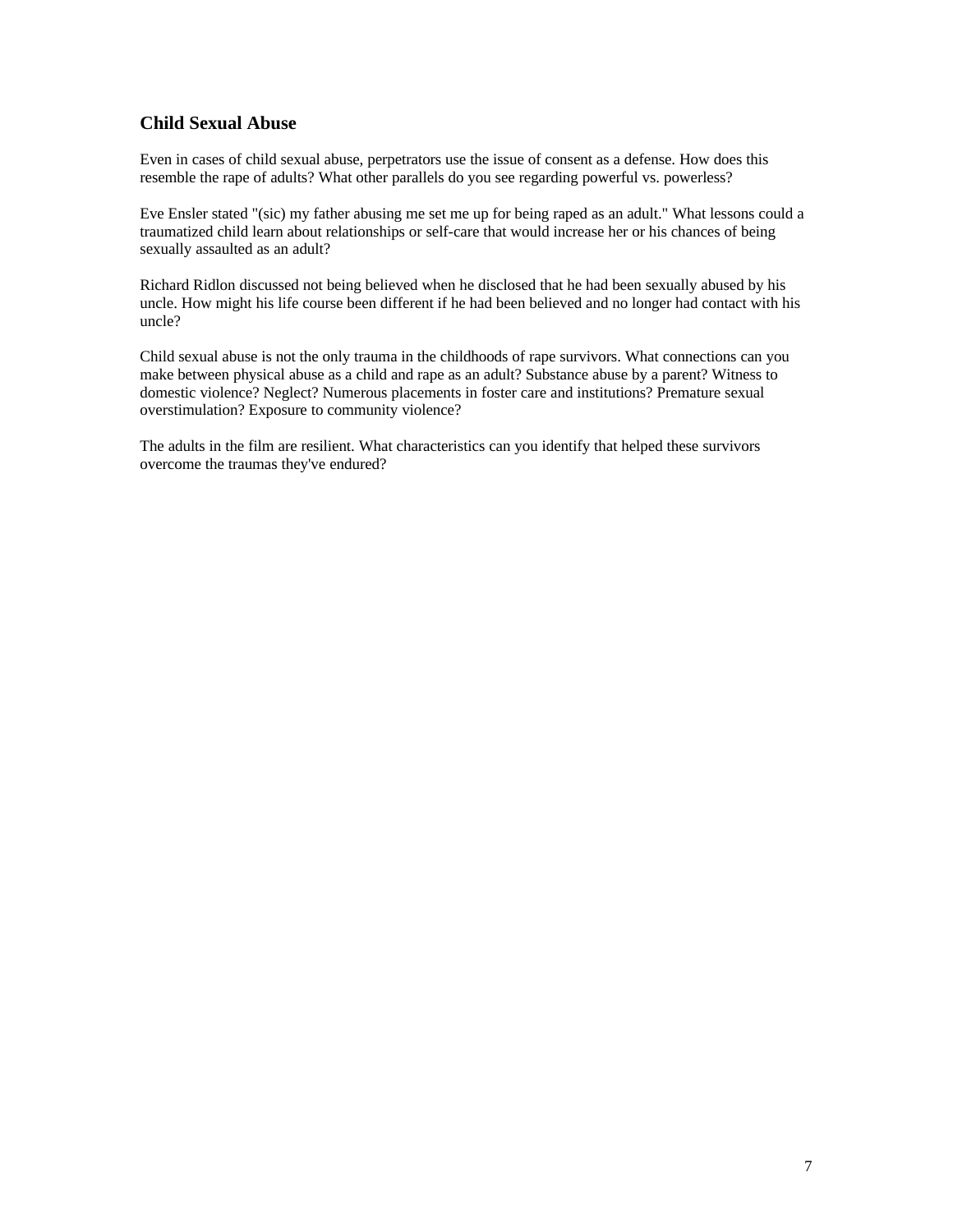## Child Sexual Abuse

Even in cases of child sexual abuse, perpetrators use the issue of consent as a defense. How does this resemble the rape of adults? What other parallels do you see regarding powerful vs. powerless?

Eve Ensler stated "(sic) my father abusing me set me up for being raped as an adult." What lessons could a traumatized child learn about relationships or self-care that would increase her or his chances of being sexually assaulted as an adult?

Richard Ridlon discussed not being believed when he disclosed that he had been sexually abused by his uncle. How might his life course been different if he had been believed and no longer had contact with his uncle?

Child sexual abuse is not the only trauma in the childhoods of rape survivors. What connections can you make between physical abuse as a child and rape as an adult? Substance abuse by a parent? Witness to domestic violence? Neglect? Numerous placements in foster care and institutions? Premature sexual overstimulation? Exposure to community violence?

The adults in the film are resilient. What characteristics can you identify that helped these survivors overcome the traumas they've endured?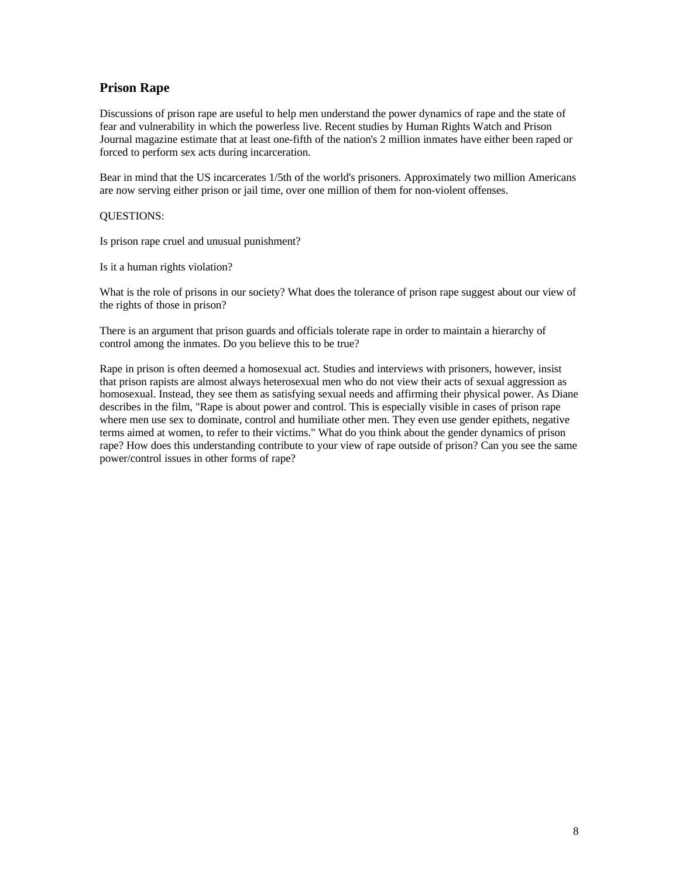## Prison Rape

Discussions of prison rape are useful to help men understand the power dynamics of rape and the state of fear and vulnerability in which the powerless live. Recent studies by Human Rights Watch and Prison Journal magazine estimate that at least one-fifth of the nation's 2 million inmates have either been raped or forced to perform sex acts during incarceration.

Bear in mind that the US incarcerates 1/5th of the world's prisoners. Approximately two million Americans are now serving either prison or jail time, over one million of them for non-violent offenses.

QUESTIONS:

Is prison rape cruel and unusual punishment?

Is it a human rights violation?

What is the role of prisons in our society? What does the tolerance of prison rape suggest about our view of the rights of those in prison?

There is an argument that prison guards and officials tolerate rape in order to maintain a hierarchy of control among the inmates. Do you believe this to be true?

Rape in prison is often deemed a homosexual act. Studies and interviews with prisoners, however, insist that prison rapists are almost always heterosexual men who do not view their acts of sexual aggression as homosexual. Instead, they see them as satisfying sexual needs and affirming their physical power. As Diane describes in the film, "Rape is about power and control. This is especially visible in cases of prison rape where men use sex to dominate, control and humiliate other men. They even use gender epithets, negative terms aimed at women, to refer to their victims." What do you think about the gender dynamics of prison rape? How does this understanding contribute to your view of rape outside of prison? Can you see the same power/control issues in other forms of rape?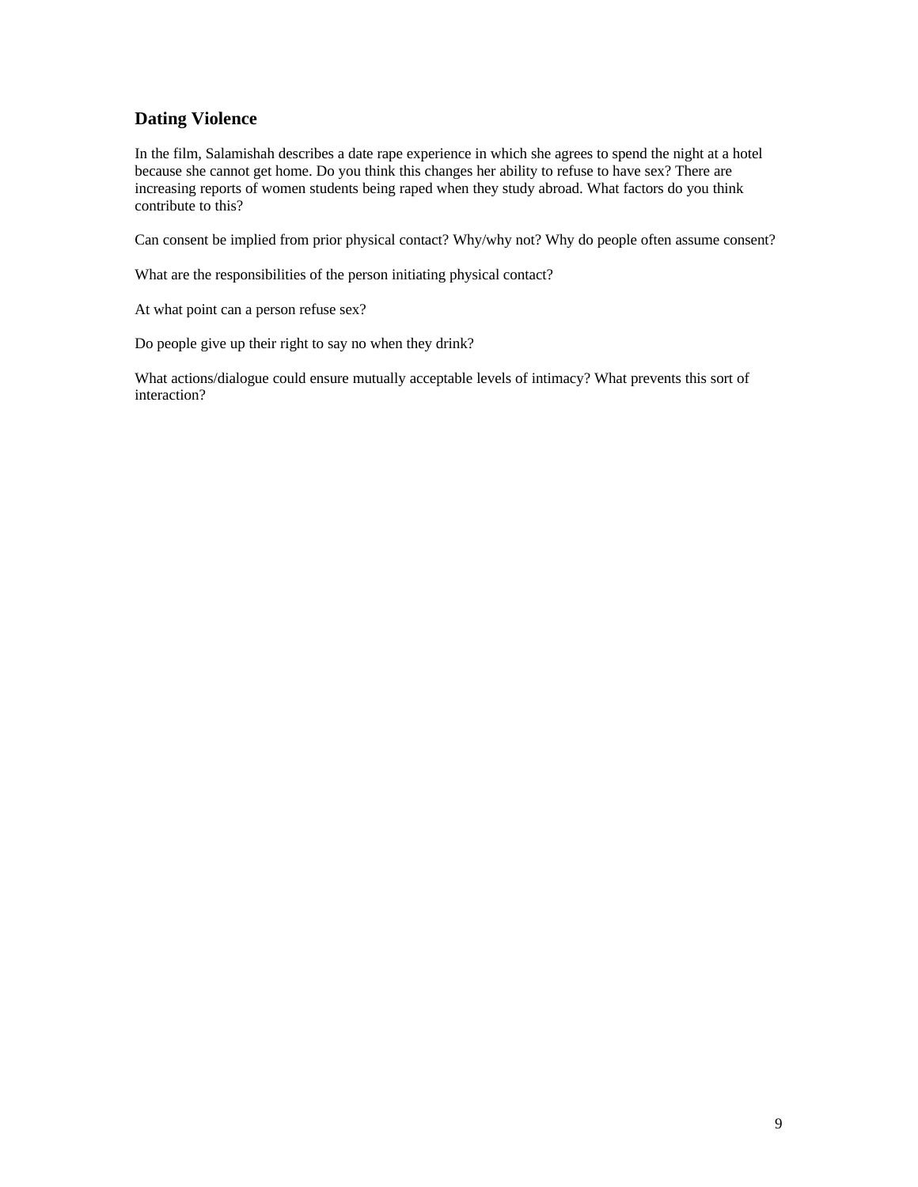## Dating Violence

In the film, Salamishah describes a date rape experience in which she agrees to spend the night at a hotel because she cannot get home. Do you think this changes her ability to refuse to have sex? There are increasing reports of women students being raped when they study abroad. What factors do you think contribute to this?

Can consent be implied from prior physical contact? Why/why not? Why do people often assume consent?

What are the responsibilities of the person initiating physical contact?

At what point can a person refuse sex?

Do people give up their right to say no when they drink?

What actions/dialogue could ensure mutually acceptable levels of intimacy? What prevents this sort of interaction?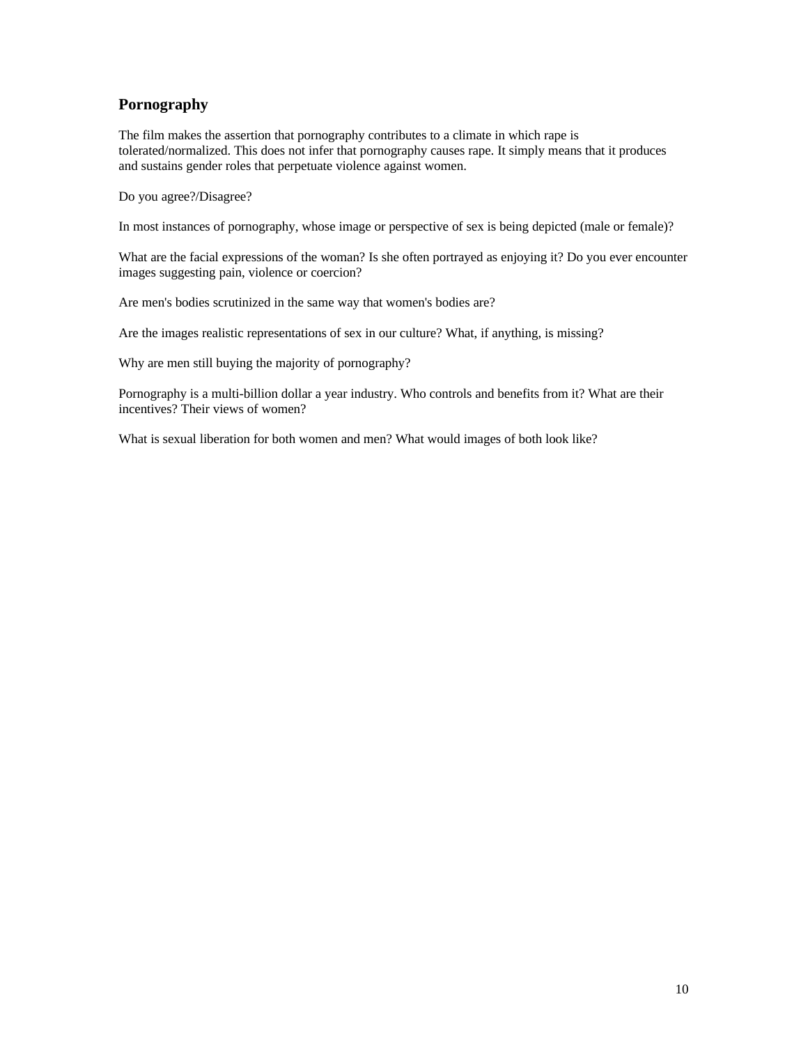## Pornography

The film makes the assertion that pornography contributes to a climate in which rape is tolerated/normalized. This does not infer that pornography causes rape. It simply means that it produces and sustains gender roles that perpetuate violence against women.

Do you agree?/Disagree?

In most instances of pornography, whose image or perspective of sex is being depicted (male or female)?

What are the facial expressions of the woman? Is she often portrayed as enjoying it? Do you ever encounter images suggesting pain, violence or coercion?

Are men's bodies scrutinized in the same way that women's bodies are?

Are the images realistic representations of sex in our culture? What, if anything, is missing?

Why are men still buying the majority of pornography?

Pornography is a multi-billion dollar a year industry. Who controls and benefits from it? What are their incentives? Their views of women?

What is sexual liberation for both women and men? What would images of both look like?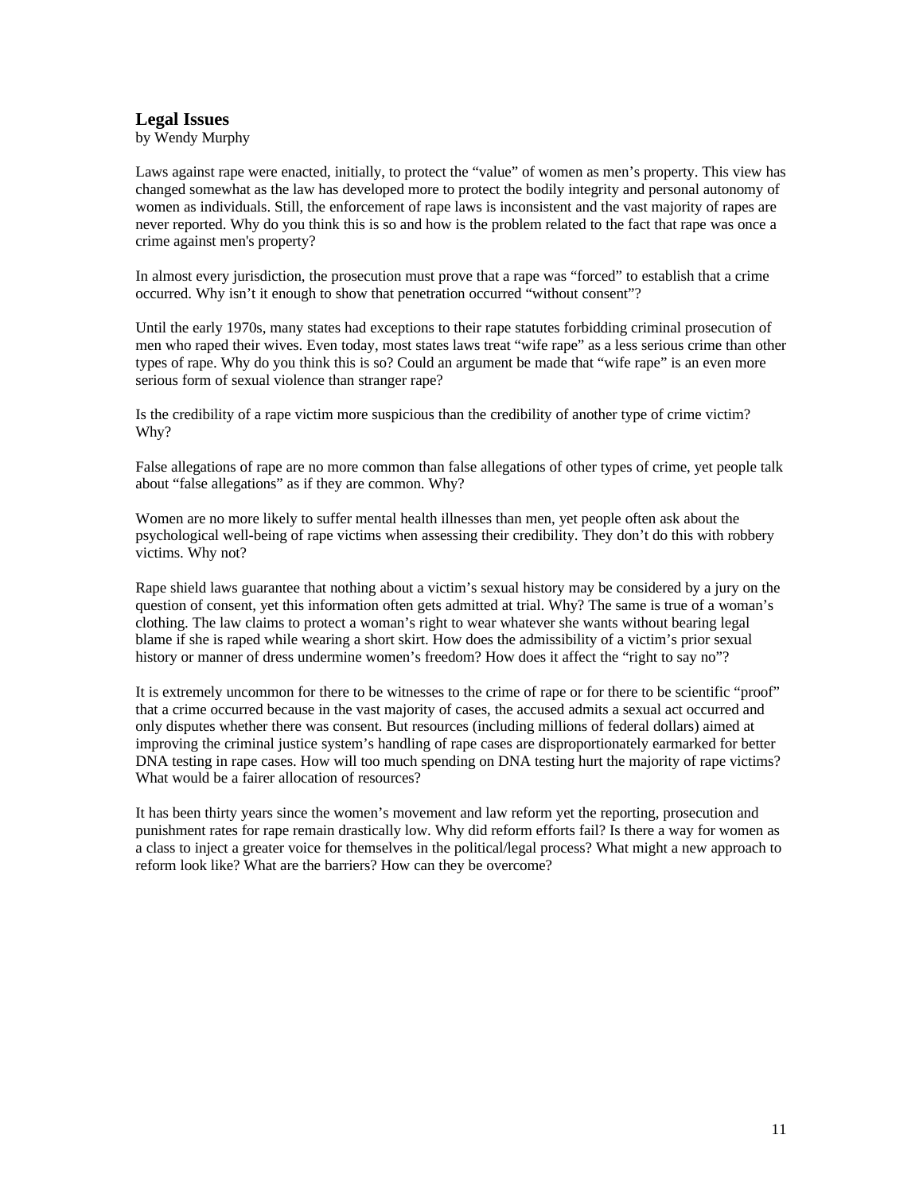## Legal Issues

by Wendy Murphy

Laws against rape were enacted, initially, to protect the "value" of women as men's property. This view has changed somewhat as the law has developed more to protect the bodily integrity and personal autonomy of women as individuals. Still, the enforcement of rape laws is inconsistent and the vast majority of rapes are never reported. Why do you think this is so and how is the problem related to the fact that rape was once a crime against men's property?

In almost every jurisdiction, the prosecution must prove that a rape was "forced" to establish that a crime occurred. Why isn't it enough to show that penetration occurred "without consent"?

Until the early 1970s, many states had exceptions to their rape statutes forbidding criminal prosecution of men who raped their wives. Even today, most states laws treat "wife rape" as a less serious crime than other types of rape. Why do you think this is so? Could an argument be made that "wife rape" is an even more serious form of sexual violence than stranger rape?

Is the credibility of a rape victim more suspicious than the credibility of another type of crime victim? Why?

False allegations of rape are no more common than false allegations of other types of crime, yet people talk about "false allegations" as if they are common. Why?

Women are no more likely to suffer mental health illnesses than men, yet people often ask about the psychological well-being of rape victims when assessing their credibility. They don't do this with robbery victims. Why not?

Rape shield laws guarantee that nothing about a victim's sexual history may be considered by a jury on the question of consent, yet this information often gets admitted at trial. Why? The same is true of a woman's clothing. The law claims to protect a woman's right to wear whatever she wants without bearing legal blame if she is raped while wearing a short skirt. How does the admissibility of a victim's prior sexual history or manner of dress undermine women's freedom? How does it affect the "right to say no"?

It is extremely uncommon for there to be witnesses to the crime of rape or for there to be scientific "proof" that a crime occurred because in the vast majority of cases, the accused admits a sexual act occurred and only disputes whether there was consent. But resources (including millions of federal dollars) aimed at improving the criminal justice system's handling of rape cases are disproportionately earmarked for better DNA testing in rape cases. How will too much spending on DNA testing hurt the majority of rape victims? What would be a fairer allocation of resources?

It has been thirty years since the women's movement and law reform yet the reporting, prosecution and punishment rates for rape remain drastically low. Why did reform efforts fail? Is there a way for women as a class to inject a greater voice for themselves in the political/legal process? What might a new approach to reform look like? What are the barriers? How can they be overcome?